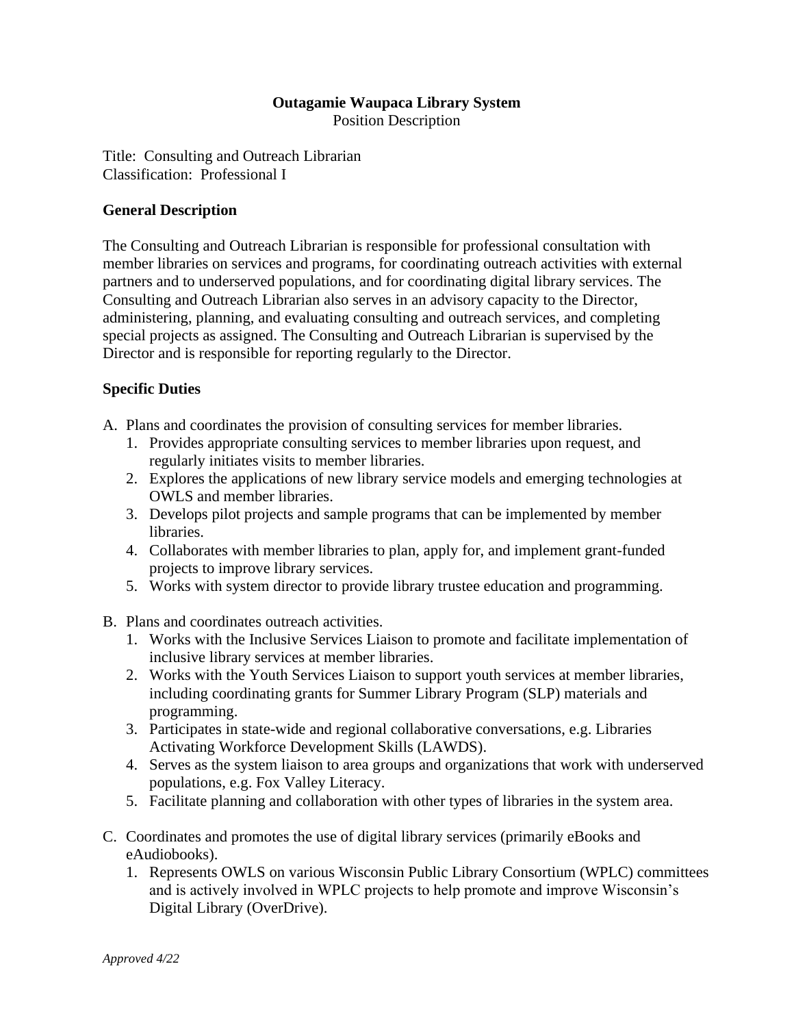**Outagamie Waupaca Library System**
Position Description

Title: Consulting and Outreach Librarian
Classification: Professional I

## General Description

The Consulting and Outreach Librarian is responsible for professional consultation with member libraries on services and programs, for coordinating outreach activities with external partners and to underserved populations, and for coordinating digital library services. The Consulting and Outreach Librarian also serves in an advisory capacity to the Director, administering, planning, and evaluating consulting and outreach services, and completing special projects as assigned. The Consulting and Outreach Librarian is supervised by the Director and is responsible for reporting regularly to the Director.

## Specific Duties

A. Plans and coordinates the provision of consulting services for member libraries.
   1. Provides appropriate consulting services to member libraries upon request, and regularly initiates visits to member libraries.
   2. Explores the applications of new library service models and emerging technologies at OWLS and member libraries.
   3. Develops pilot projects and sample programs that can be implemented by member libraries.
   4. Collaborates with member libraries to plan, apply for, and implement grant-funded projects to improve library services.
   5. Works with system director to provide library trustee education and programming.

B. Plans and coordinates outreach activities.
   1. Works with the Inclusive Services Liaison to promote and facilitate implementation of inclusive library services at member libraries.
   2. Works with the Youth Services Liaison to support youth services at member libraries, including coordinating grants for Summer Library Program (SLP) materials and programming.
   3. Participates in state-wide and regional collaborative conversations, e.g. Libraries Activating Workforce Development Skills (LAWDS).
   4. Serves as the system liaison to area groups and organizations that work with underserved populations, e.g. Fox Valley Literacy.
   5. Facilitate planning and collaboration with other types of libraries in the system area.

C. Coordinates and promotes the use of digital library services (primarily eBooks and eAudiobooks).
   1. Represents OWLS on various Wisconsin Public Library Consortium (WPLC) committees and is actively involved in WPLC projects to help promote and improve Wisconsin's Digital Library (OverDrive).

*Approved 4/22*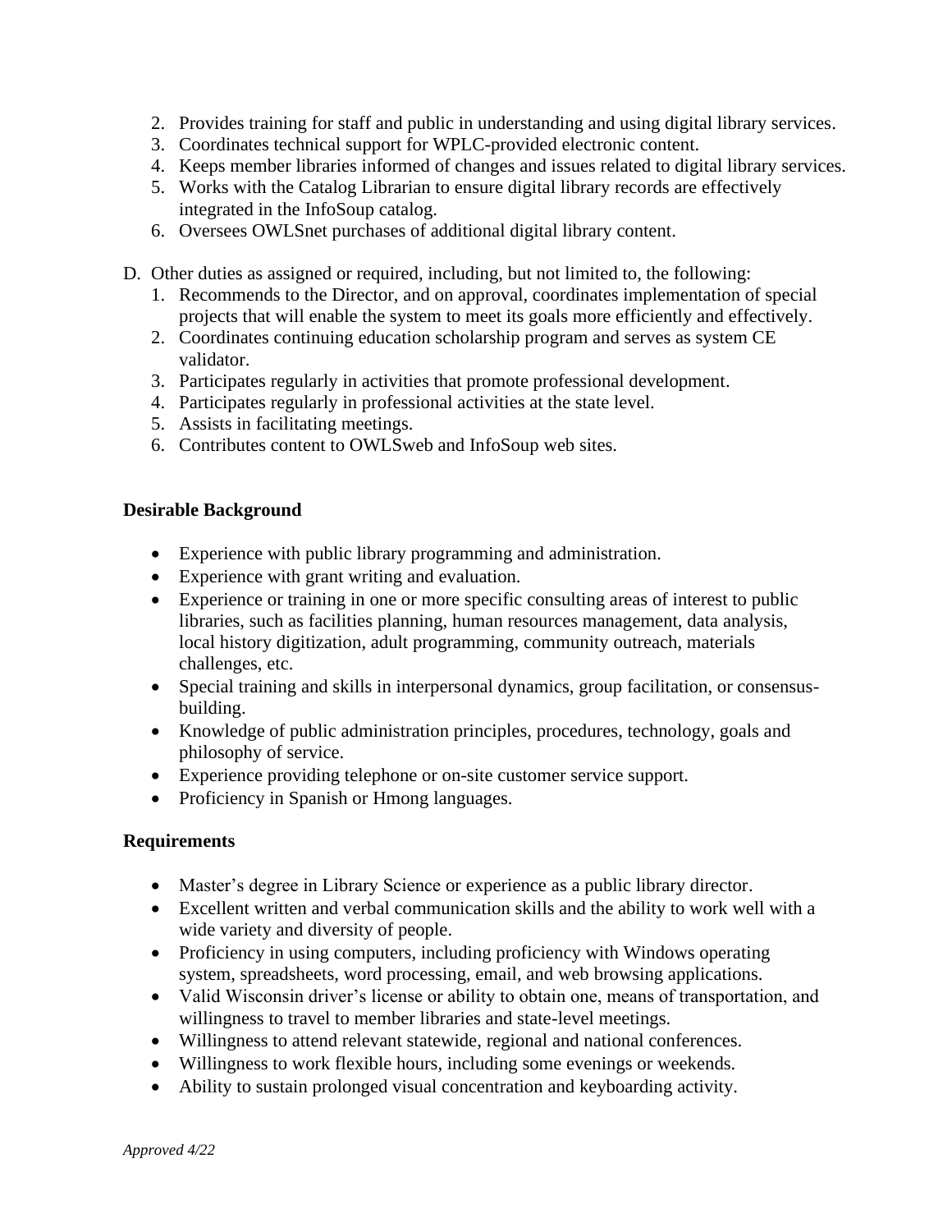2. Provides training for staff and public in understanding and using digital library services.
3. Coordinates technical support for WPLC-provided electronic content.
4. Keeps member libraries informed of changes and issues related to digital library services.
5. Works with the Catalog Librarian to ensure digital library records are effectively integrated in the InfoSoup catalog.
6. Oversees OWLSnet purchases of additional digital library content.

D. Other duties as assigned or required, including, but not limited to, the following:
   1. Recommends to the Director, and on approval, coordinates implementation of special projects that will enable the system to meet its goals more efficiently and effectively.
   2. Coordinates continuing education scholarship program and serves as system CE validator.
   3. Participates regularly in activities that promote professional development.
   4. Participates regularly in professional activities at the state level.
   5. Assists in facilitating meetings.
   6. Contributes content to OWLSweb and InfoSoup web sites.

**Desirable Background**

- Experience with public library programming and administration.
- Experience with grant writing and evaluation.
- Experience or training in one or more specific consulting areas of interest to public libraries, such as facilities planning, human resources management, data analysis, local history digitization, adult programming, community outreach, materials challenges, etc.
- Special training and skills in interpersonal dynamics, group facilitation, or consensus-building.
- Knowledge of public administration principles, procedures, technology, goals and philosophy of service.
- Experience providing telephone or on-site customer service support.
- Proficiency in Spanish or Hmong languages.

**Requirements**

- Master's degree in Library Science or experience as a public library director.
- Excellent written and verbal communication skills and the ability to work well with a wide variety and diversity of people.
- Proficiency in using computers, including proficiency with Windows operating system, spreadsheets, word processing, email, and web browsing applications.
- Valid Wisconsin driver's license or ability to obtain one, means of transportation, and willingness to travel to member libraries and state-level meetings.
- Willingness to attend relevant statewide, regional and national conferences.
- Willingness to work flexible hours, including some evenings or weekends.
- Ability to sustain prolonged visual concentration and keyboarding activity.

*Approved 4/22*